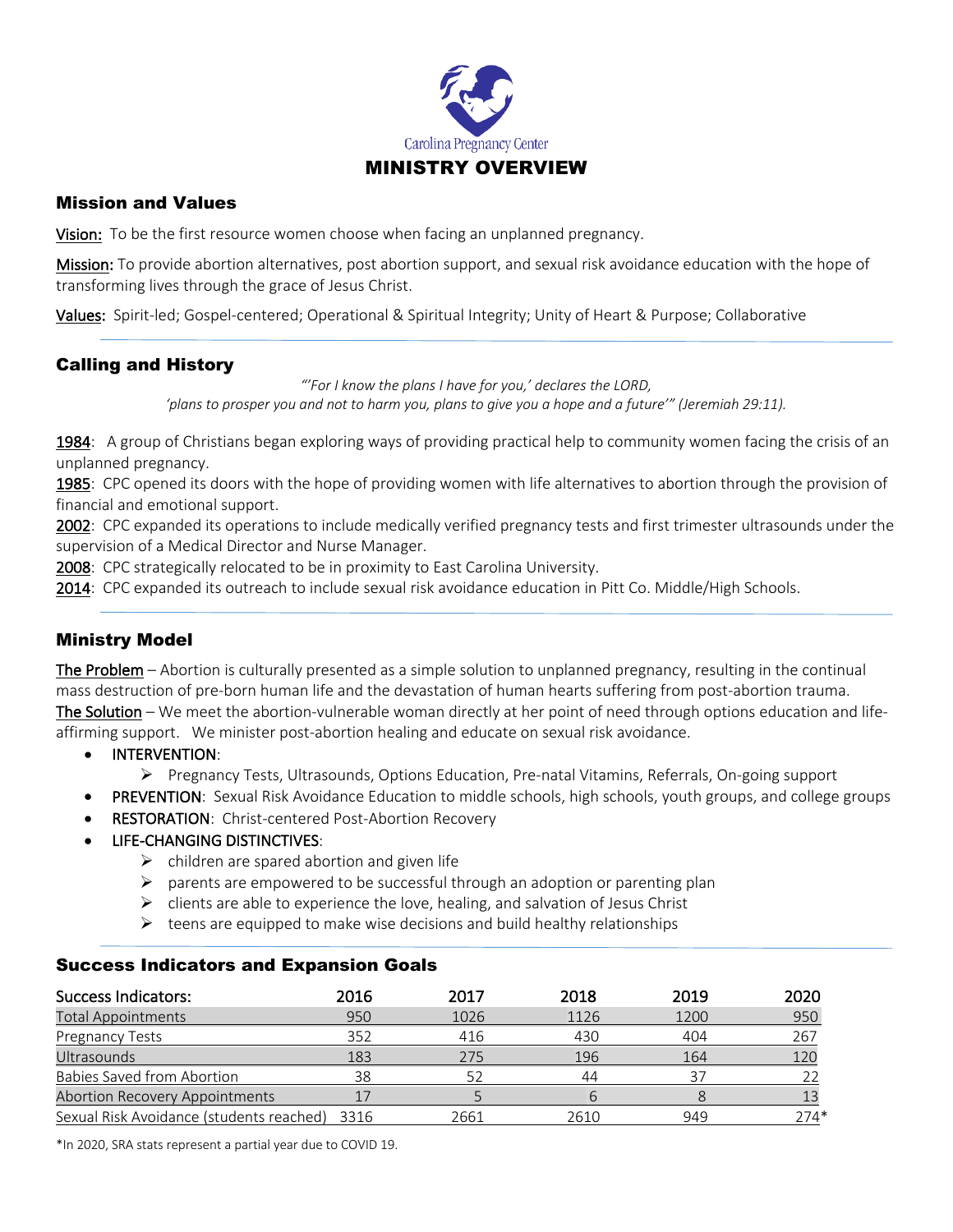Carolina Pregnancy Center

# MINISTRY OVERVIEW

## Mission and Values

**Vision:** To be the first resource women choose when facing an unplanned pregnancy.

**Mission:** To provide abortion alternatives, post abortion support, and sexual risk avoidance education with the hope of transforming lives through the grace of Jesus Christ.

**Values:** Spirit-led; Gospel-centered; Operational & Spiritual Integrity; Unity of Heart & Purpose; Collaborative

## Calling and History

*"'For I know the plans I have for you,' declares the LORD,*
*'plans to prosper you and not to harm you, plans to give you a hope and a future'" (Jeremiah 29:11).*

**1984**: A group of Christians began exploring ways of providing practical help to community women facing the crisis of an unplanned pregnancy.
**1985**: CPC opened its doors with the hope of providing women with life alternatives to abortion through the provision of financial and emotional support.
**2002**: CPC expanded its operations to include medically verified pregnancy tests and first trimester ultrasounds under the supervision of a Medical Director and Nurse Manager.
**2008**: CPC strategically relocated to be in proximity to East Carolina University.
**2014**: CPC expanded its outreach to include sexual risk avoidance education in Pitt Co. Middle/High Schools.

## Ministry Model

**The Problem** – Abortion is culturally presented as a simple solution to unplanned pregnancy, resulting in the continual mass destruction of pre-born human life and the devastation of human hearts suffering from post-abortion trauma.
**The Solution** – We meet the abortion-vulnerable woman directly at her point of need through options education and life-affirming support. We minister post-abortion healing and educate on sexual risk avoidance.

- INTERVENTION:
  - Pregnancy Tests, Ultrasounds, Options Education, Pre-natal Vitamins, Referrals, On-going support
- PREVENTION: Sexual Risk Avoidance Education to middle schools, high schools, youth groups, and college groups
- RESTORATION: Christ-centered Post-Abortion Recovery
- LIFE-CHANGING DISTINCTIVES:
  - children are spared abortion and given life
  - parents are empowered to be successful through an adoption or parenting plan
  - clients are able to experience the love, healing, and salvation of Jesus Christ
  - teens are equipped to make wise decisions and build healthy relationships

## Success Indicators and Expansion Goals

| Success Indicators: | 2016 | 2017 | 2018 | 2019 | 2020 |
|---|---|---|---|---|---|
| Total Appointments | 950 | 1026 | 1126 | 1200 | 950 |
| Pregnancy Tests | 352 | 416 | 430 | 404 | 267 |
| Ultrasounds | 183 | 275 | 196 | 164 | 120 |
| Babies Saved from Abortion | 38 | 52 | 44 | 37 | 22 |
| Abortion Recovery Appointments | 17 | 5 | 6 | 8 | 13 |
| Sexual Risk Avoidance (students reached) | 3316 | 2661 | 2610 | 949 | 274* |

*In 2020, SRA stats represent a partial year due to COVID 19.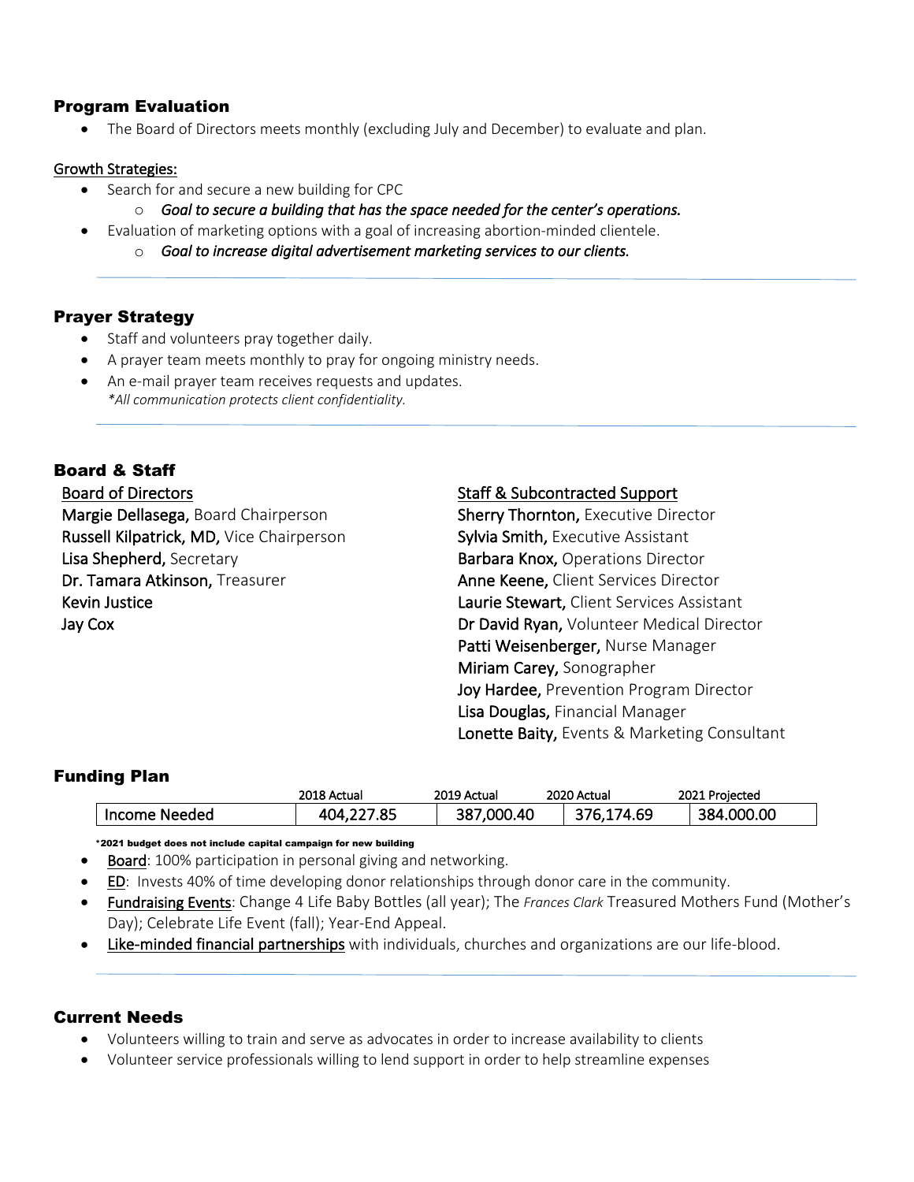## Program Evaluation

- The Board of Directors meets monthly (excluding July and December) to evaluate and plan.

Growth Strategies:

- Search for and secure a new building for CPC
    - *Goal to secure a building that has the space needed for the center's operations.*
- Evaluation of marketing options with a goal of increasing abortion-minded clientele.
    - *Goal to increase digital advertisement marketing services to our clients.*

## Prayer Strategy

- Staff and volunteers pray together daily.
- A prayer team meets monthly to pray for ongoing ministry needs.
- An e-mail prayer team receives requests and updates.
  *\*All communication protects client confidentiality.*

## Board & Staff

**Board of Directors**

**Margie Dellasega,** Board Chairperson
**Russell Kilpatrick, MD,** Vice Chairperson
**Lisa Shepherd,** Secretary
**Dr. Tamara Atkinson,** Treasurer
**Kevin Justice**
**Jay Cox**

**Staff & Subcontracted Support**

**Sherry Thornton,** Executive Director
**Sylvia Smith,** Executive Assistant
**Barbara Knox,** Operations Director
**Anne Keene,** Client Services Director
**Laurie Stewart,** Client Services Assistant
**Dr David Ryan,** Volunteer Medical Director
**Patti Weisenberger,** Nurse Manager
**Miriam Carey,** Sonographer
**Joy Hardee,** Prevention Program Director
**Lisa Douglas,** Financial Manager
**Lonette Baity,** Events & Marketing Consultant

## Funding Plan

| | 2018 Actual | 2019 Actual | 2020 Actual | 2021 Projected |
|---|---|---|---|---|
| Income Needed | 404,227.85 | 387,000.40 | 376,174.69 | 384.000.00 |

**\*2021 budget does not include capital campaign for new building**

- Board: 100% participation in personal giving and networking.
- ED: Invests 40% of time developing donor relationships through donor care in the community.
- Fundraising Events: Change 4 Life Baby Bottles (all year); The *Frances Clark* Treasured Mothers Fund (Mother's Day); Celebrate Life Event (fall); Year-End Appeal.
- Like-minded financial partnerships with individuals, churches and organizations are our life-blood.

## Current Needs

- Volunteers willing to train and serve as advocates in order to increase availability to clients
- Volunteer service professionals willing to lend support in order to help streamline expenses